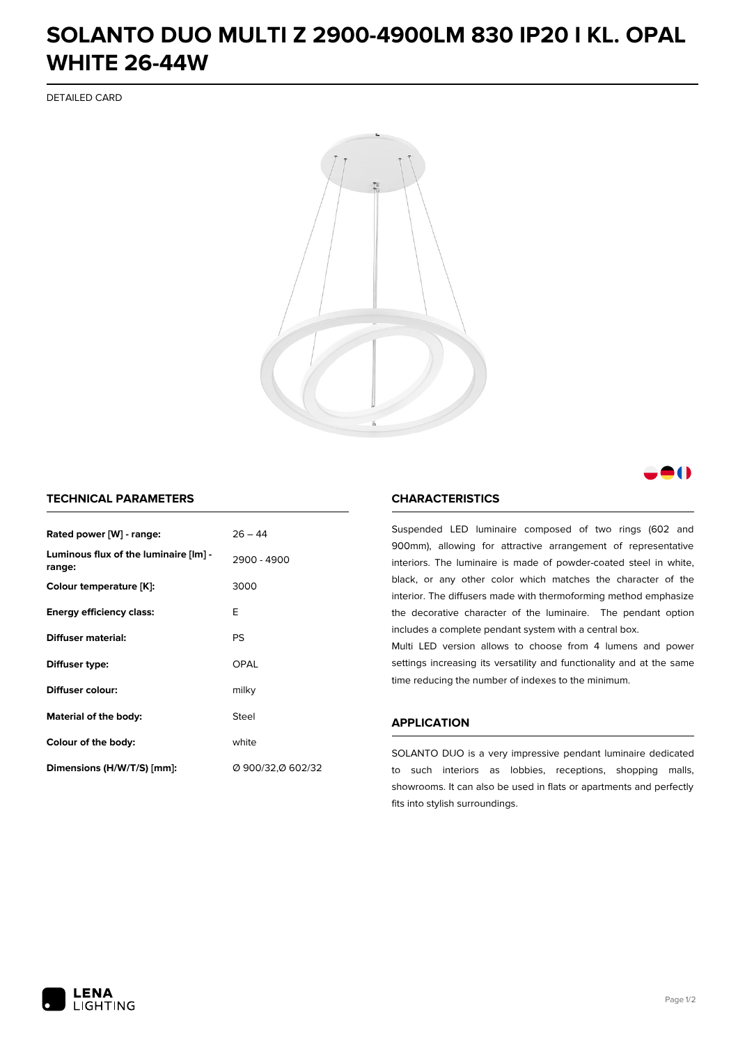# SOLANTO DUO MULTI Z 2900-4900LM 830 IP20 I KL. OPAL WHITE 26-44W

DETAILED CARD

## TECHNICAL PARAMETERS

| | |
|---|---|
| **Rated power [W] - range:** | 26 – 44 |
| **Luminous flux of the luminaire [lm] - range:** | 2900 - 4900 |
| **Colour temperature [K]:** | 3000 |
| **Energy efficiency class:** | E |
| **Diffuser material:** | PS |
| **Diffuser type:** | OPAL |
| **Diffuser colour:** | milky |
| **Material of the body:** | Steel |
| **Colour of the body:** | white |
| **Dimensions (H/W/T/S) [mm]:** | Ø 900/32,Ø 602/32 |

## CHARACTERISTICS

Suspended LED luminaire composed of two rings (602 and 900mm), allowing for attractive arrangement of representative interiors. The luminaire is made of powder-coated steel in white, black, or any other color which matches the character of the interior. The diffusers made with thermoforming method emphasize the decorative character of the luminaire. The pendant option includes a complete pendant system with a central box.

Multi LED version allows to choose from 4 lumens and power settings increasing its versatility and functionality and at the same time reducing the number of indexes to the minimum.

## APPLICATION

SOLANTO DUO is a very impressive pendant luminaire dedicated to such interiors as lobbies, receptions, shopping malls, showrooms. It can also be used in flats or apartments and perfectly fits into stylish surroundings.

LENA LIGHTING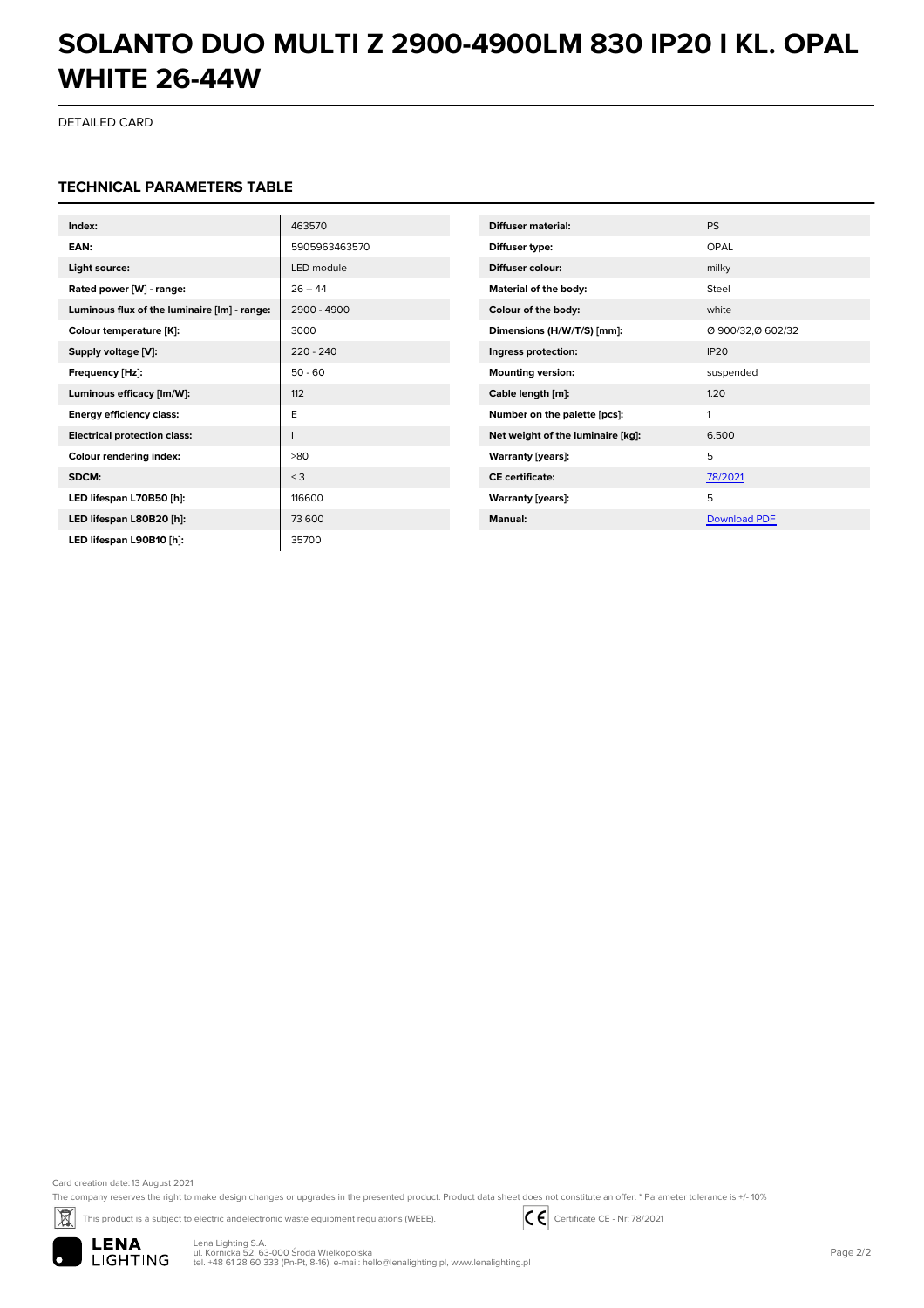# SOLANTO DUO MULTI Z 2900-4900LM 830 IP20 I KL. OPAL WHITE 26-44W

DETAILED CARD

## TECHNICAL PARAMETERS TABLE

| | |
|---|---|
| **Index:** | 463570 |
| **EAN:** | 5905963463570 |
| **Light source:** | LED module |
| **Rated power [W] - range:** | 26 – 44 |
| **Luminous flux of the luminaire [lm] - range:** | 2900 - 4900 |
| **Colour temperature [K]:** | 3000 |
| **Supply voltage [V]:** | 220 - 240 |
| **Frequency [Hz]:** | 50 - 60 |
| **Luminous efficacy [lm/W]:** | 112 |
| **Energy efficiency class:** | E |
| **Electrical protection class:** | I |
| **Colour rendering index:** | >80 |
| **SDCM:** | ≤ 3 |
| **LED lifespan L70B50 [h]:** | 116600 |
| **LED lifespan L80B20 [h]:** | 73 600 |
| **LED lifespan L90B10 [h]:** | 35700 |

| | |
|---|---|
| **Diffuser material:** | PS |
| **Diffuser type:** | OPAL |
| **Diffuser colour:** | milky |
| **Material of the body:** | Steel |
| **Colour of the body:** | white |
| **Dimensions (H/W/T/S) [mm]:** | Ø 900/32,Ø 602/32 |
| **Ingress protection:** | IP20 |
| **Mounting version:** | suspended |
| **Cable length [m]:** | 1.20 |
| **Number on the palette [pcs]:** | 1 |
| **Net weight of the luminaire [kg]:** | 6.500 |
| **Warranty [years]:** | 5 |
| **CE certificate:** | 78/2021 |
| **Warranty [years]:** | 5 |
| **Manual:** | Download PDF |

Card creation date: 13 August 2021

The company reserves the right to make design changes or upgrades in the presented product. Product data sheet does not constitute an offer. * Parameter tolerance is +/- 10%

This product is a subject to electric andelectronic waste equipment regulations (WEEE).

Certificate CE - Nr: 78/2021

Lena Lighting S.A.
ul. Kórnicka 52, 63-000 Środa Wielkopolska
tel. +48 61 28 60 333 (Pn-Pt, 8-16), e-mail: hello@lenalighting.pl, www.lenalighting.pl